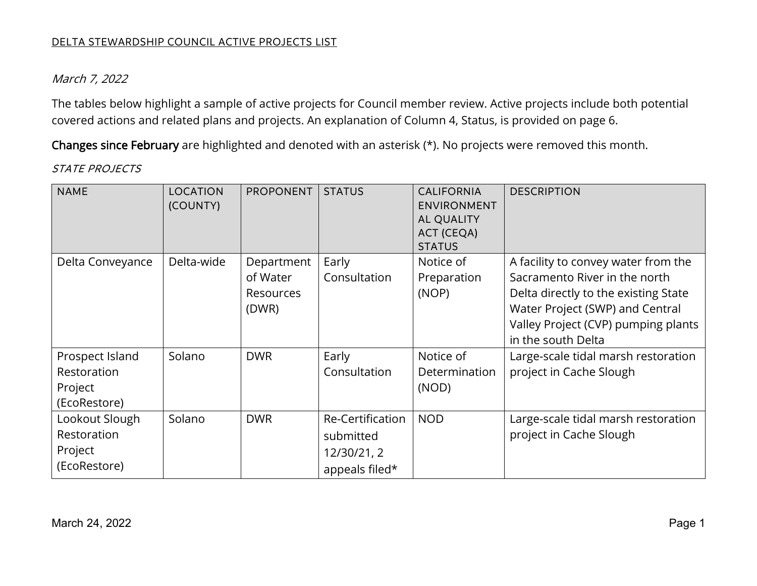DELTA STEWARDSHIP COUNCIL ACTIVE PROJECTS LIST

*March 7, 2022*

The tables below highlight a sample of active projects for Council member review. Active projects include both potential covered actions and related plans and projects. An explanation of Column 4, Status, is provided on page 6.

**Changes since February** are highlighted and denoted with an asterisk (*). No projects were removed this month.

*STATE PROJECTS*

| NAME | LOCATION (COUNTY) | PROPONENT | STATUS | CALIFORNIA ENVIRONMENTAL QUALITY ACT (CEQA) STATUS | DESCRIPTION |
|---|---|---|---|---|---|
| Delta Conveyance | Delta-wide | Department of Water Resources (DWR) | Early Consultation | Notice of Preparation (NOP) | A facility to convey water from the Sacramento River in the north Delta directly to the existing State Water Project (SWP) and Central Valley Project (CVP) pumping plants in the south Delta |
| Prospect Island Restoration Project (EcoRestore) | Solano | DWR | Early Consultation | Notice of Determination (NOD) | Large-scale tidal marsh restoration project in Cache Slough |
| Lookout Slough Restoration Project (EcoRestore) | Solano | DWR | Re-Certification submitted 12/30/21, 2 appeals filed* | NOD | Large-scale tidal marsh restoration project in Cache Slough |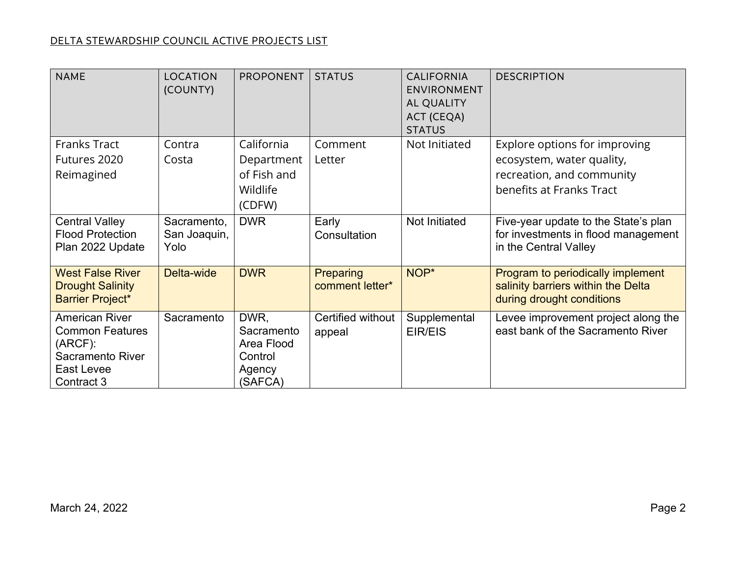DELTA STEWARDSHIP COUNCIL ACTIVE PROJECTS LIST

| NAME | LOCATION (COUNTY) | PROPONENT | STATUS | CALIFORNIA ENVIRONMENTAL QUALITY ACT (CEQA) STATUS | DESCRIPTION |
|---|---|---|---|---|---|
| Franks Tract Futures 2020 Reimagined | Contra Costa | California Department of Fish and Wildlife (CDFW) | Comment Letter | Not Initiated | Explore options for improving ecosystem, water quality, recreation, and community benefits at Franks Tract |
| Central Valley Flood Protection Plan 2022 Update | Sacramento, San Joaquin, Yolo | DWR | Early Consultation | Not Initiated | Five-year update to the State's plan for investments in flood management in the Central Valley |
| West False River Drought Salinity Barrier Project* | Delta-wide | DWR | Preparing comment letter* | NOP* | Program to periodically implement salinity barriers within the Delta during drought conditions |
| American River Common Features (ARCF): Sacramento River East Levee Contract 3 | Sacramento | DWR, Sacramento Area Flood Control Agency (SAFCA) | Certified without appeal | Supplemental EIR/EIS | Levee improvement project along the east bank of the Sacramento River |

March 24, 2022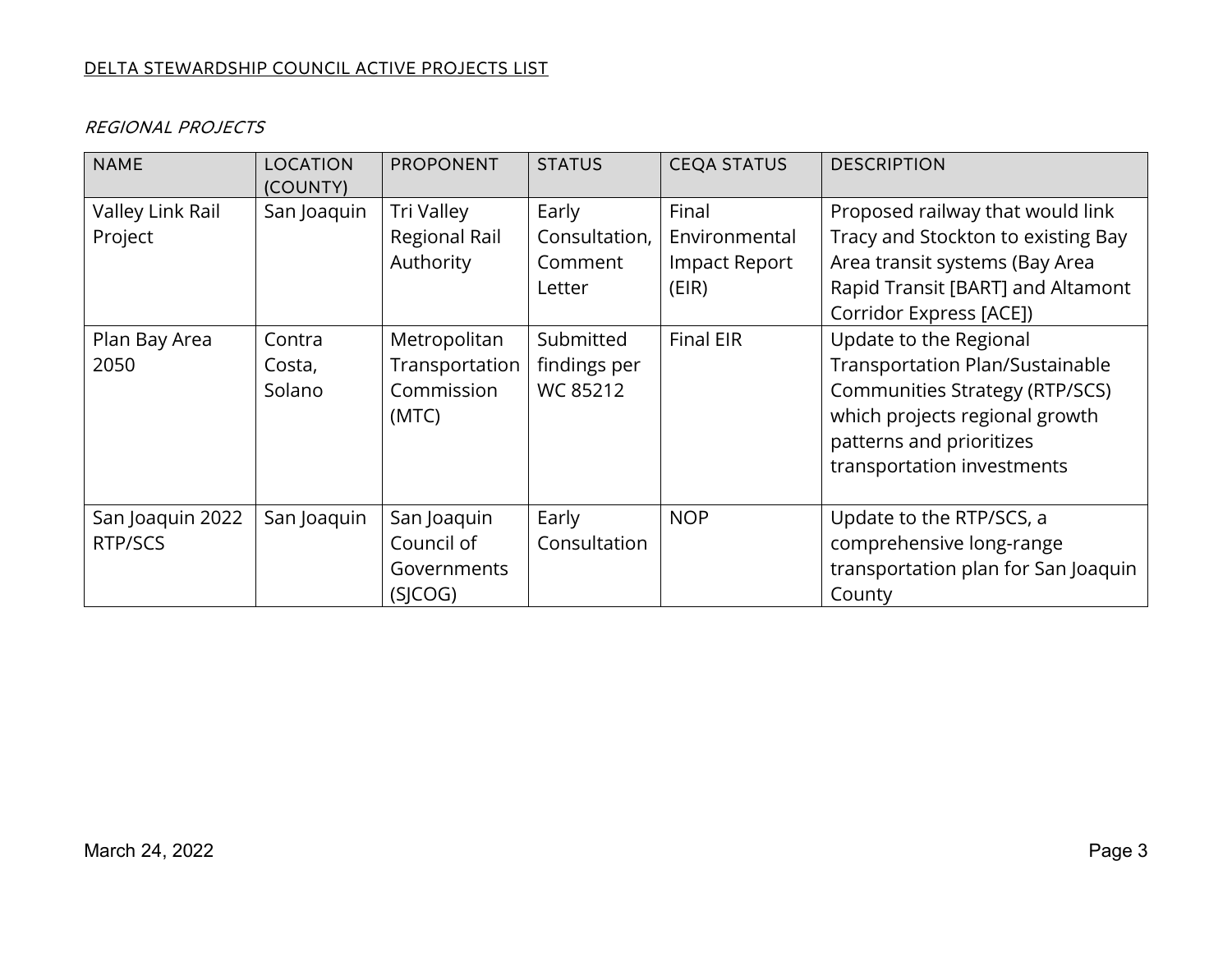*REGIONAL PROJECTS*

| NAME | LOCATION (COUNTY) | PROPONENT | STATUS | CEQA STATUS | DESCRIPTION |
|---|---|---|---|---|---|
| Valley Link Rail Project | San Joaquin | Tri Valley Regional Rail Authority | Early Consultation, Comment Letter | Final Environmental Impact Report (EIR) | Proposed railway that would link Tracy and Stockton to existing Bay Area transit systems (Bay Area Rapid Transit [BART] and Altamont Corridor Express [ACE]) |
| Plan Bay Area 2050 | Contra Costa, Solano | Metropolitan Transportation Commission (MTC) | Submitted findings per WC 85212 | Final EIR | Update to the Regional Transportation Plan/Sustainable Communities Strategy (RTP/SCS) which projects regional growth patterns and prioritizes transportation investments |
| San Joaquin 2022 RTP/SCS | San Joaquin | San Joaquin Council of Governments (SJCOG) | Early Consultation | NOP | Update to the RTP/SCS, a comprehensive long-range transportation plan for San Joaquin County |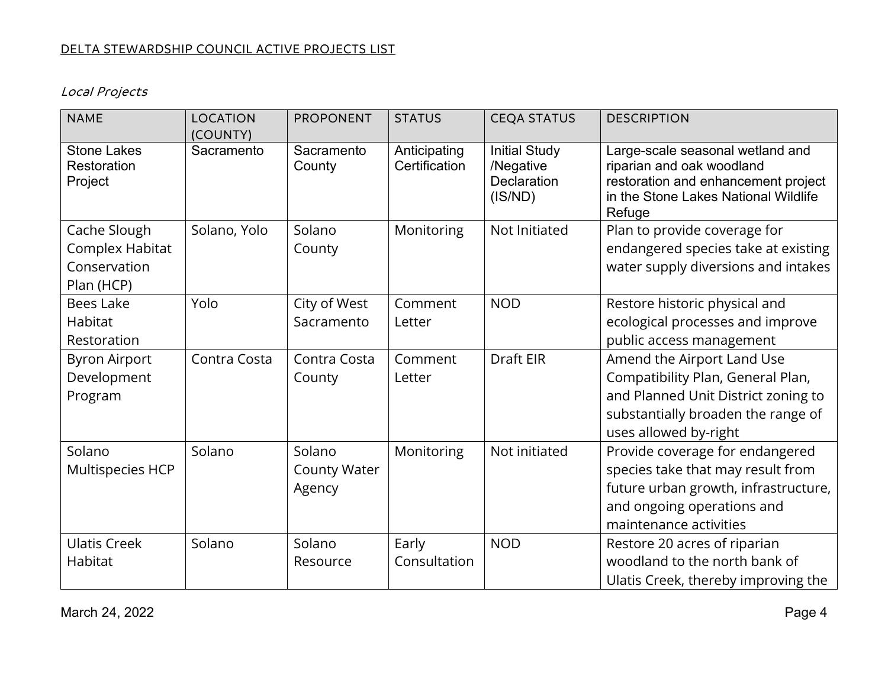DELTA STEWARDSHIP COUNCIL ACTIVE PROJECTS LIST

*Local Projects*

| NAME | LOCATION (COUNTY) | PROPONENT | STATUS | CEQA STATUS | DESCRIPTION |
|---|---|---|---|---|---|
| Stone Lakes Restoration Project | Sacramento | Sacramento County | Anticipating Certification | Initial Study /Negative Declaration (IS/ND) | Large-scale seasonal wetland and riparian and oak woodland restoration and enhancement project in the Stone Lakes National Wildlife Refuge |
| Cache Slough Complex Habitat Conservation Plan (HCP) | Solano, Yolo | Solano County | Monitoring | Not Initiated | Plan to provide coverage for endangered species take at existing water supply diversions and intakes |
| Bees Lake Habitat Restoration | Yolo | City of West Sacramento | Comment Letter | NOD | Restore historic physical and ecological processes and improve public access management |
| Byron Airport Development Program | Contra Costa | Contra Costa County | Comment Letter | Draft EIR | Amend the Airport Land Use Compatibility Plan, General Plan, and Planned Unit District zoning to substantially broaden the range of uses allowed by-right |
| Solano Multispecies HCP | Solano | Solano County Water Agency | Monitoring | Not initiated | Provide coverage for endangered species take that may result from future urban growth, infrastructure, and ongoing operations and maintenance activities |
| Ulatis Creek Habitat | Solano | Solano Resource | Early Consultation | NOD | Restore 20 acres of riparian woodland to the north bank of Ulatis Creek, thereby improving the |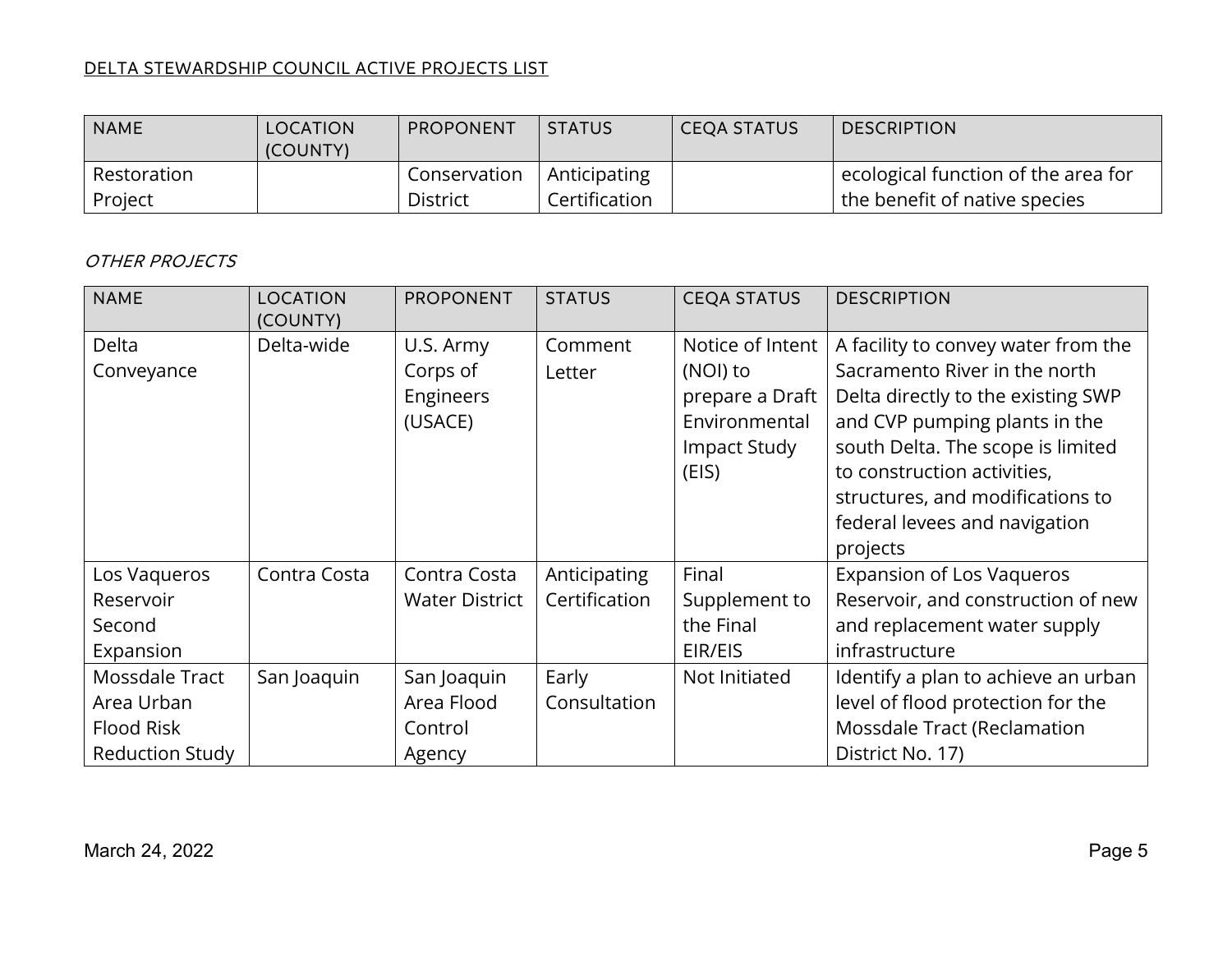| NAME | LOCATION (COUNTY) | PROPONENT | STATUS | CEQA STATUS | DESCRIPTION |
|---|---|---|---|---|---|
| Restoration Project | | Conservation District | Anticipating Certification | | ecological function of the area for the benefit of native species |

*OTHER PROJECTS*

| NAME | LOCATION (COUNTY) | PROPONENT | STATUS | CEQA STATUS | DESCRIPTION |
|---|---|---|---|---|---|
| Delta Conveyance | Delta-wide | U.S. Army Corps of Engineers (USACE) | Comment Letter | Notice of Intent (NOI) to prepare a Draft Environmental Impact Study (EIS) | A facility to convey water from the Sacramento River in the north Delta directly to the existing SWP and CVP pumping plants in the south Delta. The scope is limited to construction activities, structures, and modifications to federal levees and navigation projects |
| Los Vaqueros Reservoir Second Expansion | Contra Costa | Contra Costa Water District | Anticipating Certification | Final Supplement to the Final EIR/EIS | Expansion of Los Vaqueros Reservoir, and construction of new and replacement water supply infrastructure |
| Mossdale Tract Area Urban Flood Risk Reduction Study | San Joaquin | San Joaquin Area Flood Control Agency | Early Consultation | Not Initiated | Identify a plan to achieve an urban level of flood protection for the Mossdale Tract (Reclamation District No. 17) |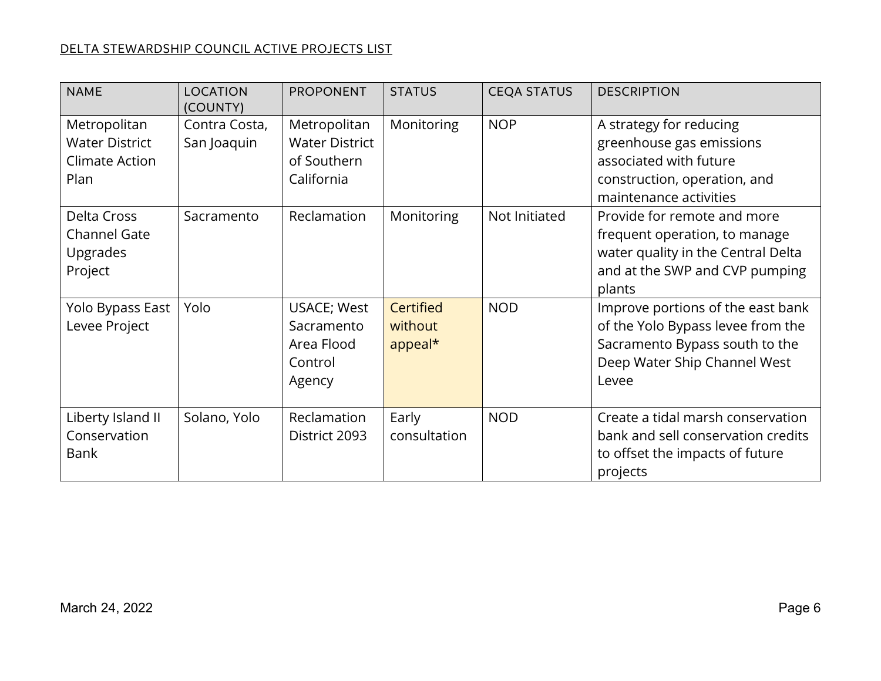DELTA STEWARDSHIP COUNCIL ACTIVE PROJECTS LIST

| NAME | LOCATION (COUNTY) | PROPONENT | STATUS | CEQA STATUS | DESCRIPTION |
|---|---|---|---|---|---|
| Metropolitan Water District Climate Action Plan | Contra Costa, San Joaquin | Metropolitan Water District of Southern California | Monitoring | NOP | A strategy for reducing greenhouse gas emissions associated with future construction, operation, and maintenance activities |
| Delta Cross Channel Gate Upgrades Project | Sacramento | Reclamation | Monitoring | Not Initiated | Provide for remote and more frequent operation, to manage water quality in the Central Delta and at the SWP and CVP pumping plants |
| Yolo Bypass East Levee Project | Yolo | USACE; West Sacramento Area Flood Control Agency | Certified without appeal* | NOD | Improve portions of the east bank of the Yolo Bypass levee from the Sacramento Bypass south to the Deep Water Ship Channel West Levee |
| Liberty Island II Conservation Bank | Solano, Yolo | Reclamation District 2093 | Early consultation | NOD | Create a tidal marsh conservation bank and sell conservation credits to offset the impacts of future projects |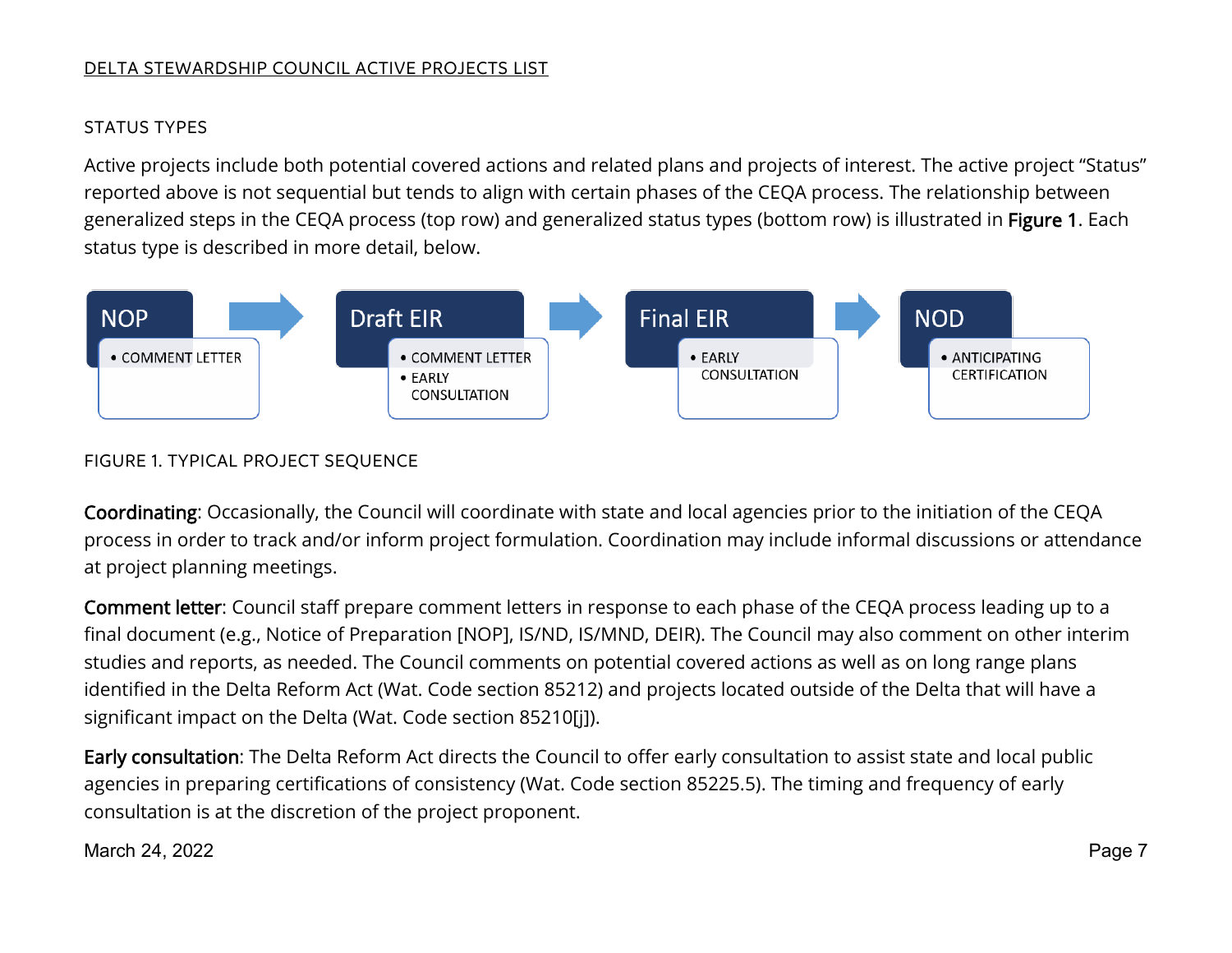DELTA STEWARDSHIP COUNCIL ACTIVE PROJECTS LIST

## STATUS TYPES

Active projects include both potential covered actions and related plans and projects of interest. The active project "Status" reported above is not sequential but tends to align with certain phases of the CEQA process. The relationship between generalized steps in the CEQA process (top row) and generalized status types (bottom row) is illustrated in **Figure 1**. Each status type is described in more detail, below.

| NOP | Draft EIR | Final EIR | NOD |
| --- | --- | --- | --- |
| • COMMENT LETTER | • COMMENT LETTER<br>• EARLY CONSULTATION | • EARLY CONSULTATION | • ANTICIPATING CERTIFICATION |

FIGURE 1. TYPICAL PROJECT SEQUENCE

**Coordinating**: Occasionally, the Council will coordinate with state and local agencies prior to the initiation of the CEQA process in order to track and/or inform project formulation. Coordination may include informal discussions or attendance at project planning meetings.

**Comment letter**: Council staff prepare comment letters in response to each phase of the CEQA process leading up to a final document (e.g., Notice of Preparation [NOP], IS/ND, IS/MND, DEIR). The Council may also comment on other interim studies and reports, as needed. The Council comments on potential covered actions as well as on long range plans identified in the Delta Reform Act (Wat. Code section 85212) and projects located outside of the Delta that will have a significant impact on the Delta (Wat. Code section 85210[j]).

**Early consultation**: The Delta Reform Act directs the Council to offer early consultation to assist state and local public agencies in preparing certifications of consistency (Wat. Code section 85225.5). The timing and frequency of early consultation is at the discretion of the project proponent.

March 24, 2022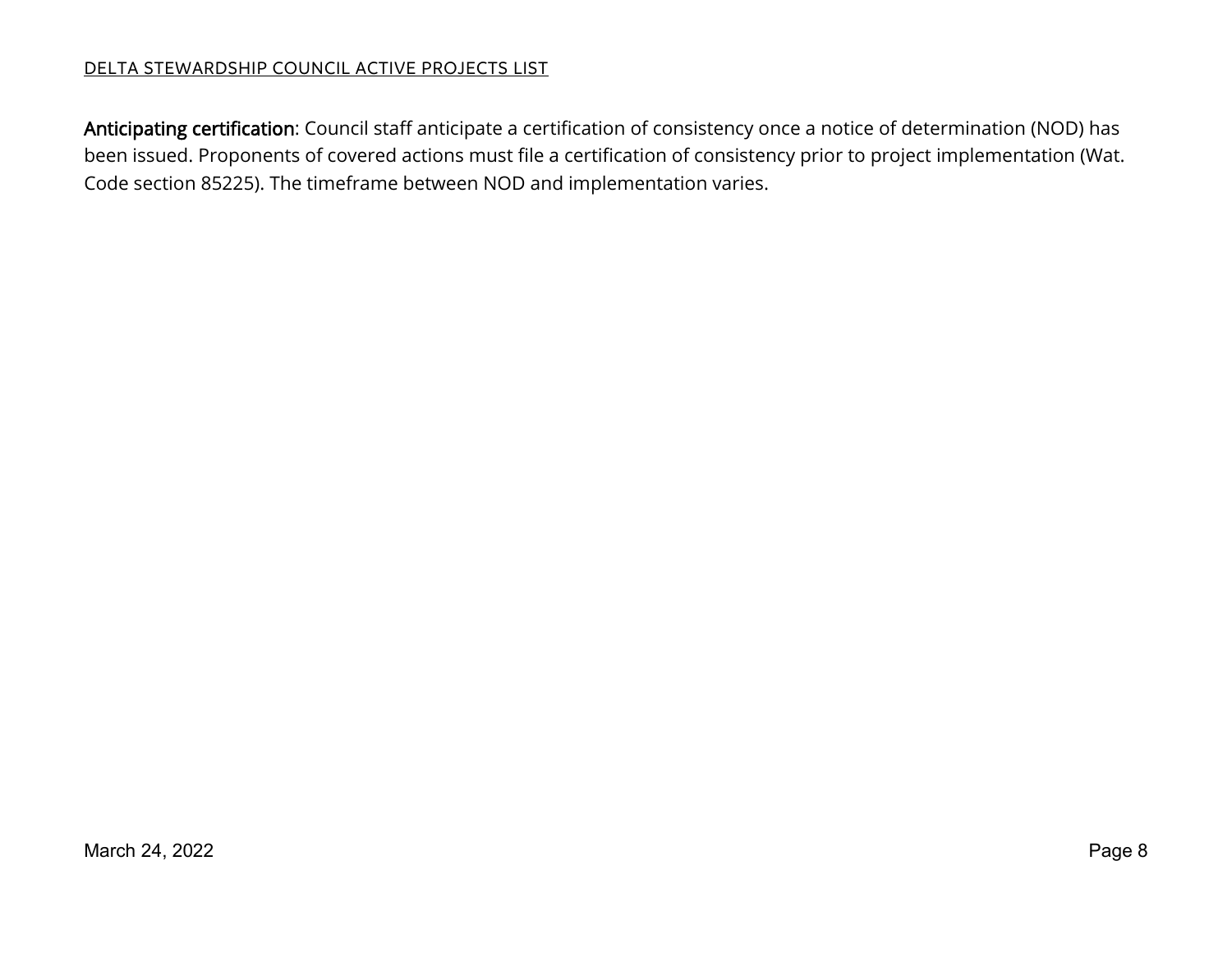**Anticipating certification**: Council staff anticipate a certification of consistency once a notice of determination (NOD) has been issued. Proponents of covered actions must file a certification of consistency prior to project implementation (Wat. Code section 85225). The timeframe between NOD and implementation varies.